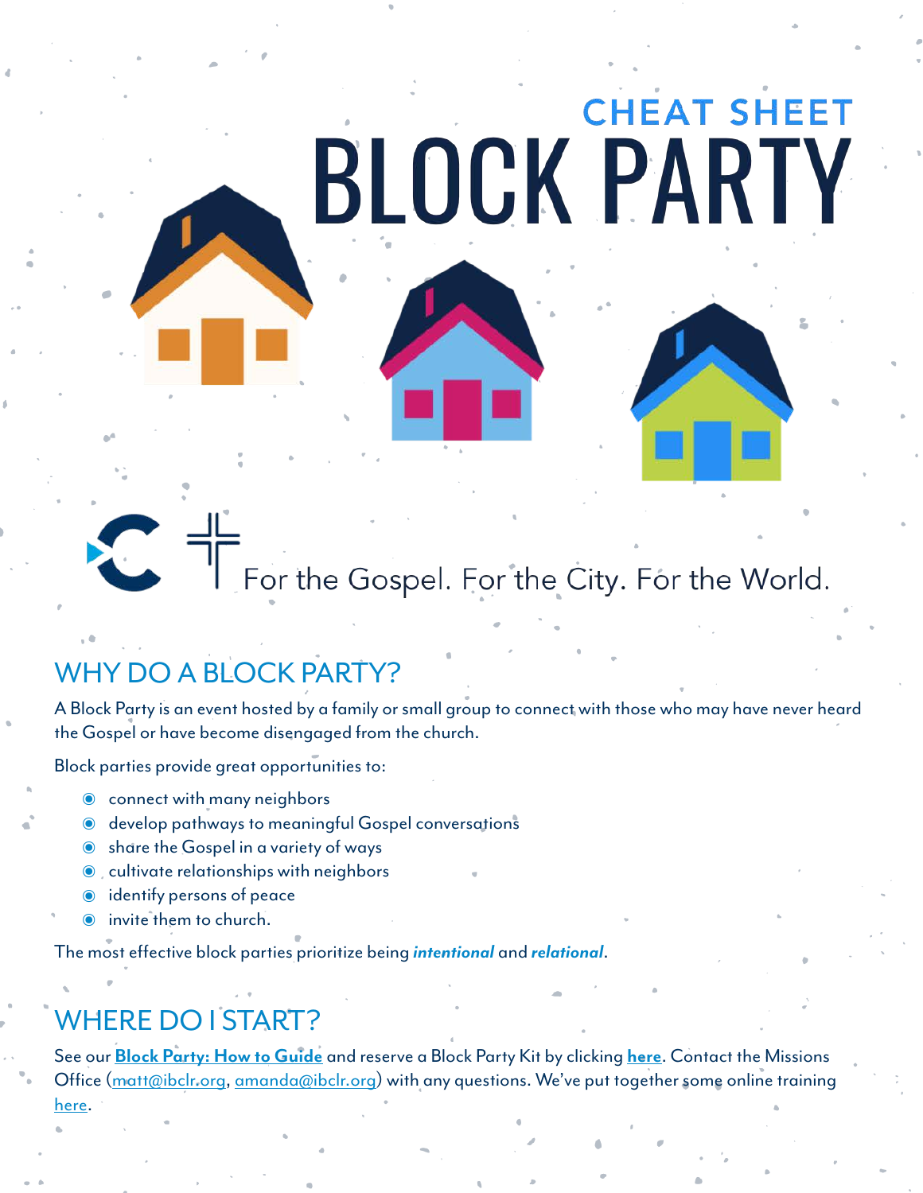CHEAT SHEET

# BLOCK PARTY

For the Gospel. For the City. For the World.

## WHY DO A BLOCK PARTY?

A Block Party is an event hosted by a family or small group to connect with those who may have never heard the Gospel or have become disengaged from the church.

Block parties provide great opportunities to:

- connect with many neighbors
- develop pathways to meaningful Gospel conversations
- share the Gospel in a variety of ways
- cultivate relationships with neighbors
- identify persons of peace
- invite them to church.

The most effective block parties prioritize being ***intentional*** and ***relational***.

## WHERE DO I START?

See our **Block Party: How to Guide** and reserve a Block Party Kit by clicking **here**. Contact the Missions Office (matt@ibclr.org, amanda@ibclr.org) with any questions. We've put together some online training here.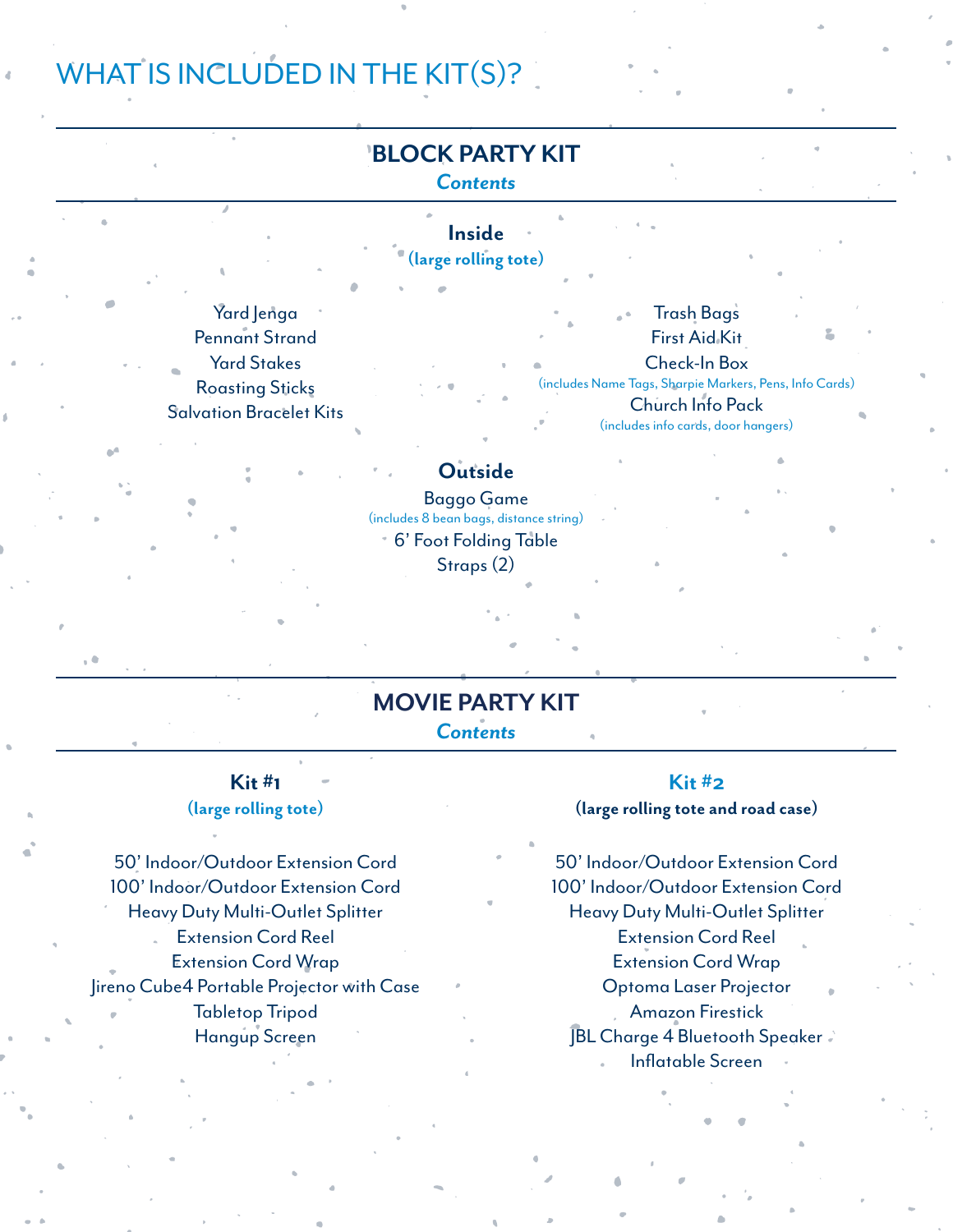# WHAT IS INCLUDED IN THE KIT(S)?

## BLOCK PARTY KIT

*Contents*

### Inside

(large rolling tote)

- Yard Jenga
- Pennant Strand
- Yard Stakes
- Roasting Sticks
- Salvation Bracelet Kits
- Trash Bags
- First Aid Kit
- Check-In Box (includes Name Tags, Sharpie Markers, Pens, Info Cards)
- Church Info Pack (includes info cards, door hangers)

### Outside

- Baggo Game (includes 8 bean bags, distance string)
- 6' Foot Folding Table
- Straps (2)

## MOVIE PARTY KIT

*Contents*

### Kit #1

(large rolling tote)

- 50' Indoor/Outdoor Extension Cord
- 100' Indoor/Outdoor Extension Cord
- Heavy Duty Multi-Outlet Splitter
- Extension Cord Reel
- Extension Cord Wrap
- Jireno Cube4 Portable Projector with Case
- Tabletop Tripod
- Hangup Screen

### Kit #2

(large rolling tote and road case)

- 50' Indoor/Outdoor Extension Cord
- 100' Indoor/Outdoor Extension Cord
- Heavy Duty Multi-Outlet Splitter
- Extension Cord Reel
- Extension Cord Wrap
- Optoma Laser Projector
- Amazon Firestick
- JBL Charge 4 Bluetooth Speaker
- Inflatable Screen